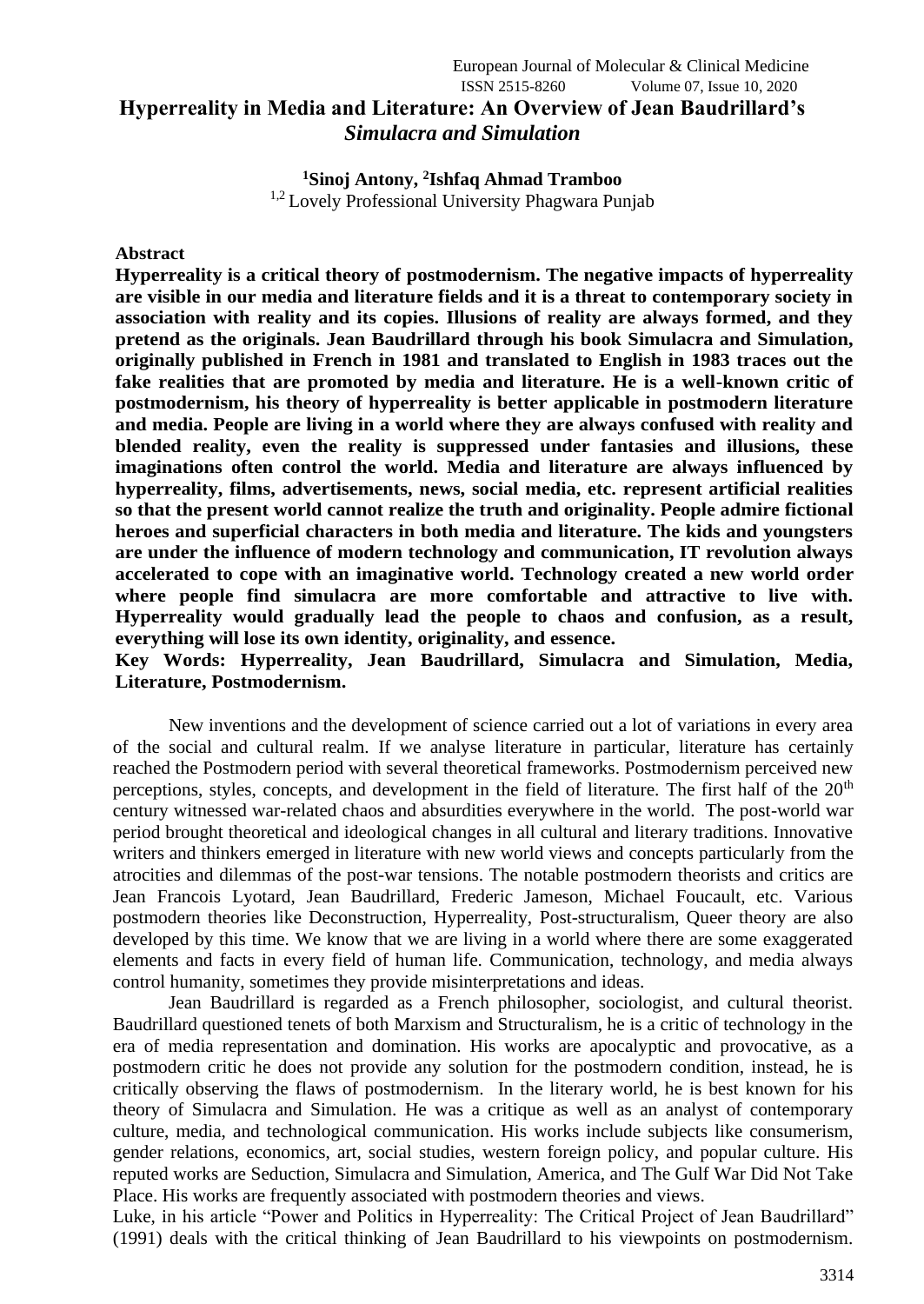# Hyperreality in Media and Literature: An Overview of Jean Baudrillard's *Simulacra and Simulation*

**[1]Sinoj Antony, [2]Ishfaq Ahmad Tramboo**
[1,2] Lovely Professional University Phagwara Punjab

**Abstract**

**Hyperreality is a critical theory of postmodernism. The negative impacts of hyperreality are visible in our media and literature fields and it is a threat to contemporary society in association with reality and its copies. Illusions of reality are always formed, and they pretend as the originals. Jean Baudrillard through his book Simulacra and Simulation, originally published in French in 1981 and translated to English in 1983 traces out the fake realities that are promoted by media and literature. He is a well-known critic of postmodernism, his theory of hyperreality is better applicable in postmodern literature and media. People are living in a world where they are always confused with reality and blended reality, even the reality is suppressed under fantasies and illusions, these imaginations often control the world. Media and literature are always influenced by hyperreality, films, advertisements, news, social media, etc. represent artificial realities so that the present world cannot realize the truth and originality. People admire fictional heroes and superficial characters in both media and literature. The kids and youngsters are under the influence of modern technology and communication, IT revolution always accelerated to cope with an imaginative world. Technology created a new world order where people find simulacra are more comfortable and attractive to live with. Hyperreality would gradually lead the people to chaos and confusion, as a result, everything will lose its own identity, originality, and essence.**

**Key Words: Hyperreality, Jean Baudrillard, Simulacra and Simulation, Media, Literature, Postmodernism.**

New inventions and the development of science carried out a lot of variations in every area of the social and cultural realm. If we analyse literature in particular, literature has certainly reached the Postmodern period with several theoretical frameworks. Postmodernism perceived new perceptions, styles, concepts, and development in the field of literature. The first half of the 20th century witnessed war-related chaos and absurdities everywhere in the world. The post-world war period brought theoretical and ideological changes in all cultural and literary traditions. Innovative writers and thinkers emerged in literature with new world views and concepts particularly from the atrocities and dilemmas of the post-war tensions. The notable postmodern theorists and critics are Jean Francois Lyotard, Jean Baudrillard, Frederic Jameson, Michael Foucault, etc. Various postmodern theories like Deconstruction, Hyperreality, Post-structuralism, Queer theory are also developed by this time. We know that we are living in a world where there are some exaggerated elements and facts in every field of human life. Communication, technology, and media always control humanity, sometimes they provide misinterpretations and ideas.

Jean Baudrillard is regarded as a French philosopher, sociologist, and cultural theorist. Baudrillard questioned tenets of both Marxism and Structuralism, he is a critic of technology in the era of media representation and domination. His works are apocalyptic and provocative, as a postmodern critic he does not provide any solution for the postmodern condition, instead, he is critically observing the flaws of postmodernism. In the literary world, he is best known for his theory of Simulacra and Simulation. He was a critique as well as an analyst of contemporary culture, media, and technological communication. His works include subjects like consumerism, gender relations, economics, art, social studies, western foreign policy, and popular culture. His reputed works are Seduction, Simulacra and Simulation, America, and The Gulf War Did Not Take Place. His works are frequently associated with postmodern theories and views.

Luke, in his article "Power and Politics in Hyperreality: The Critical Project of Jean Baudrillard" (1991) deals with the critical thinking of Jean Baudrillard to his viewpoints on postmodernism.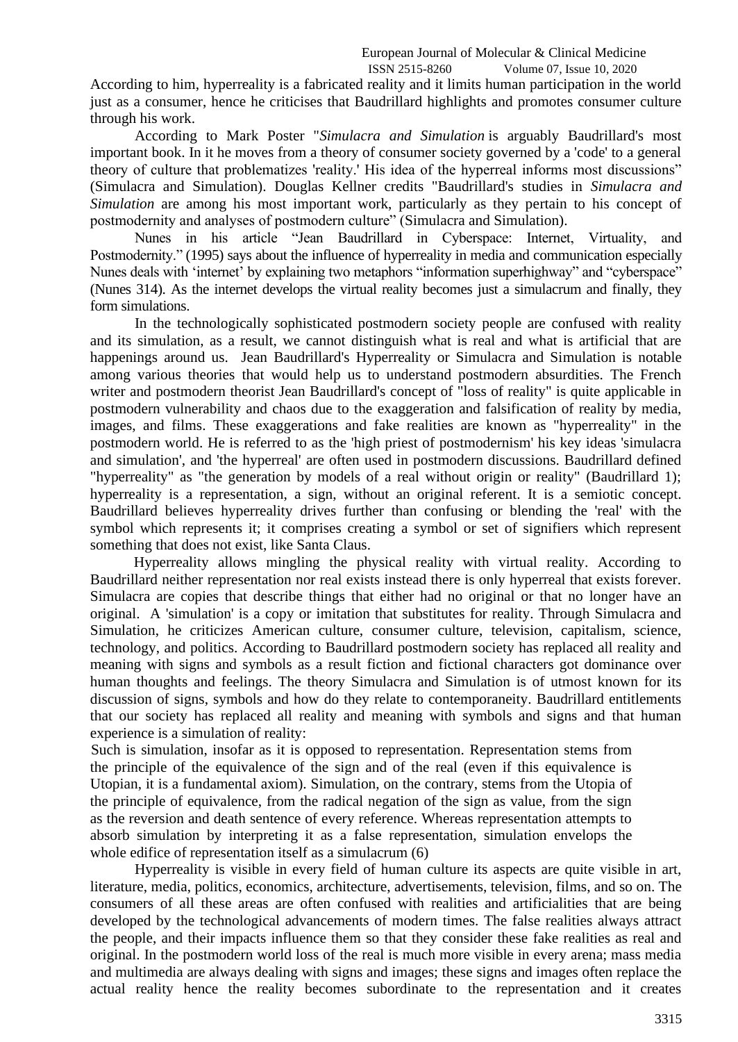According to him, hyperreality is a fabricated reality and it limits human participation in the world just as a consumer, hence he criticises that Baudrillard highlights and promotes consumer culture through his work.

According to Mark Poster "*Simulacra and Simulation* is arguably Baudrillard's most important book. In it he moves from a theory of consumer society governed by a 'code' to a general theory of culture that problematizes 'reality.' His idea of the hyperreal informs most discussions" (Simulacra and Simulation). Douglas Kellner credits "Baudrillard's studies in *Simulacra and Simulation* are among his most important work, particularly as they pertain to his concept of postmodernity and analyses of postmodern culture" (Simulacra and Simulation).

Nunes in his article "Jean Baudrillard in Cyberspace: Internet, Virtuality, and Postmodernity." (1995) says about the influence of hyperreality in media and communication especially Nunes deals with 'internet' by explaining two metaphors "information superhighway" and "cyberspace" (Nunes 314). As the internet develops the virtual reality becomes just a simulacrum and finally, they form simulations.

In the technologically sophisticated postmodern society people are confused with reality and its simulation, as a result, we cannot distinguish what is real and what is artificial that are happenings around us. Jean Baudrillard's Hyperreality or Simulacra and Simulation is notable among various theories that would help us to understand postmodern absurdities. The French writer and postmodern theorist Jean Baudrillard's concept of "loss of reality" is quite applicable in postmodern vulnerability and chaos due to the exaggeration and falsification of reality by media, images, and films. These exaggerations and fake realities are known as "hyperreality" in the postmodern world. He is referred to as the 'high priest of postmodernism' his key ideas 'simulacra and simulation', and 'the hyperreal' are often used in postmodern discussions. Baudrillard defined "hyperreality" as "the generation by models of a real without origin or reality" (Baudrillard 1); hyperreality is a representation, a sign, without an original referent. It is a semiotic concept. Baudrillard believes hyperreality drives further than confusing or blending the 'real' with the symbol which represents it; it comprises creating a symbol or set of signifiers which represent something that does not exist, like Santa Claus.

Hyperreality allows mingling the physical reality with virtual reality. According to Baudrillard neither representation nor real exists instead there is only hyperreal that exists forever. Simulacra are copies that describe things that either had no original or that no longer have an original. A 'simulation' is a copy or imitation that substitutes for reality. Through Simulacra and Simulation, he criticizes American culture, consumer culture, television, capitalism, science, technology, and politics. According to Baudrillard postmodern society has replaced all reality and meaning with signs and symbols as a result fiction and fictional characters got dominance over human thoughts and feelings. The theory Simulacra and Simulation is of utmost known for its discussion of signs, symbols and how do they relate to contemporaneity. Baudrillard entitlements that our society has replaced all reality and meaning with symbols and signs and that human experience is a simulation of reality:

> Such is simulation, insofar as it is opposed to representation. Representation stems from the principle of the equivalence of the sign and of the real (even if this equivalence is Utopian, it is a fundamental axiom). Simulation, on the contrary, stems from the Utopia of the principle of equivalence, from the radical negation of the sign as value, from the sign as the reversion and death sentence of every reference. Whereas representation attempts to absorb simulation by interpreting it as a false representation, simulation envelops the whole edifice of representation itself as a simulacrum (6)

Hyperreality is visible in every field of human culture its aspects are quite visible in art, literature, media, politics, economics, architecture, advertisements, television, films, and so on. The consumers of all these areas are often confused with realities and artificialities that are being developed by the technological advancements of modern times. The false realities always attract the people, and their impacts influence them so that they consider these fake realities as real and original. In the postmodern world loss of the real is much more visible in every arena; mass media and multimedia are always dealing with signs and images; these signs and images often replace the actual reality hence the reality becomes subordinate to the representation and it creates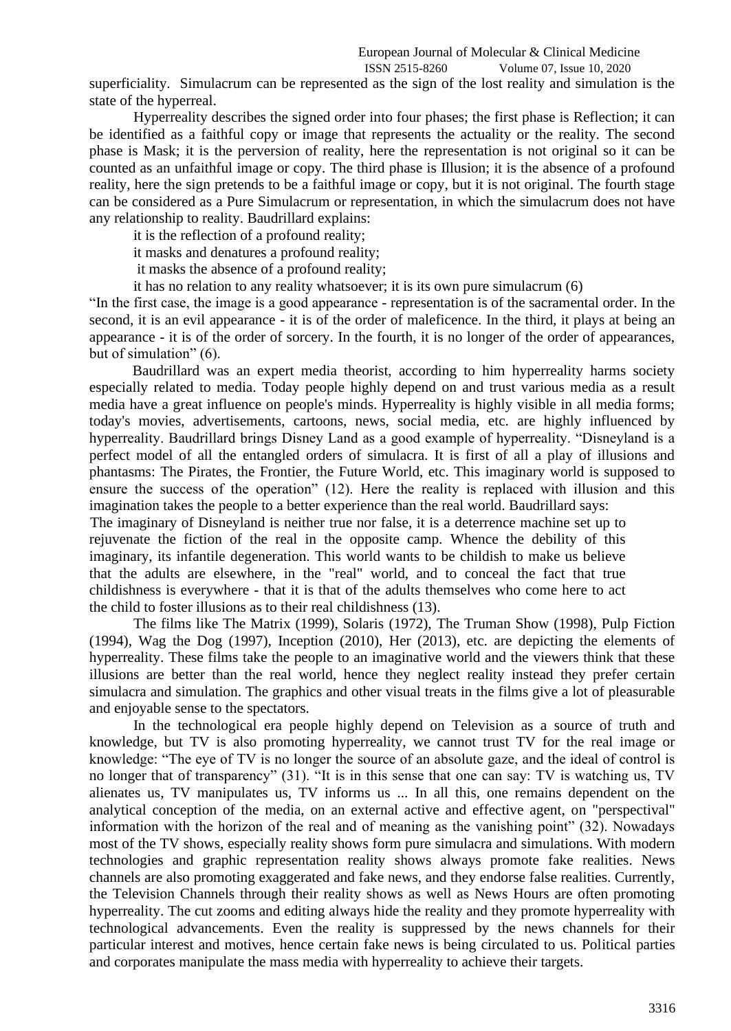superficiality. Simulacrum can be represented as the sign of the lost reality and simulation is the state of the hyperreal.

Hyperreality describes the signed order into four phases; the first phase is Reflection; it can be identified as a faithful copy or image that represents the actuality or the reality. The second phase is Mask; it is the perversion of reality, here the representation is not original so it can be counted as an unfaithful image or copy. The third phase is Illusion; it is the absence of a profound reality, here the sign pretends to be a faithful image or copy, but it is not original. The fourth stage can be considered as a Pure Simulacrum or representation, in which the simulacrum does not have any relationship to reality. Baudrillard explains:

> it is the reflection of a profound reality;
> it masks and denatures a profound reality;
> it masks the absence of a profound reality;
> it has no relation to any reality whatsoever; it is its own pure simulacrum (6)

"In the first case, the image is a good appearance - representation is of the sacramental order. In the second, it is an evil appearance - it is of the order of maleficence. In the third, it plays at being an appearance - it is of the order of sorcery. In the fourth, it is no longer of the order of appearances, but of simulation" (6).

Baudrillard was an expert media theorist, according to him hyperreality harms society especially related to media. Today people highly depend on and trust various media as a result media have a great influence on people's minds. Hyperreality is highly visible in all media forms; today's movies, advertisements, cartoons, news, social media, etc. are highly influenced by hyperreality. Baudrillard brings Disney Land as a good example of hyperreality. "Disneyland is a perfect model of all the entangled orders of simulacra. It is first of all a play of illusions and phantasms: The Pirates, the Frontier, the Future World, etc. This imaginary world is supposed to ensure the success of the operation" (12). Here the reality is replaced with illusion and this imagination takes the people to a better experience than the real world. Baudrillard says:

> The imaginary of Disneyland is neither true nor false, it is a deterrence machine set up to rejuvenate the fiction of the real in the opposite camp. Whence the debility of this imaginary, its infantile degeneration. This world wants to be childish to make us believe that the adults are elsewhere, in the "real" world, and to conceal the fact that true childishness is everywhere - that it is that of the adults themselves who come here to act the child to foster illusions as to their real childishness (13).

The films like The Matrix (1999), Solaris (1972), The Truman Show (1998), Pulp Fiction (1994), Wag the Dog (1997), Inception (2010), Her (2013), etc. are depicting the elements of hyperreality. These films take the people to an imaginative world and the viewers think that these illusions are better than the real world, hence they neglect reality instead they prefer certain simulacra and simulation. The graphics and other visual treats in the films give a lot of pleasurable and enjoyable sense to the spectators.

In the technological era people highly depend on Television as a source of truth and knowledge, but TV is also promoting hyperreality, we cannot trust TV for the real image or knowledge: "The eye of TV is no longer the source of an absolute gaze, and the ideal of control is no longer that of transparency" (31). "It is in this sense that one can say: TV is watching us, TV alienates us, TV manipulates us, TV informs us ... In all this, one remains dependent on the analytical conception of the media, on an external active and effective agent, on "perspectival" information with the horizon of the real and of meaning as the vanishing point" (32). Nowadays most of the TV shows, especially reality shows form pure simulacra and simulations. With modern technologies and graphic representation reality shows always promote fake realities. News channels are also promoting exaggerated and fake news, and they endorse false realities. Currently, the Television Channels through their reality shows as well as News Hours are often promoting hyperreality. The cut zooms and editing always hide the reality and they promote hyperreality with technological advancements. Even the reality is suppressed by the news channels for their particular interest and motives, hence certain fake news is being circulated to us. Political parties and corporates manipulate the mass media with hyperreality to achieve their targets.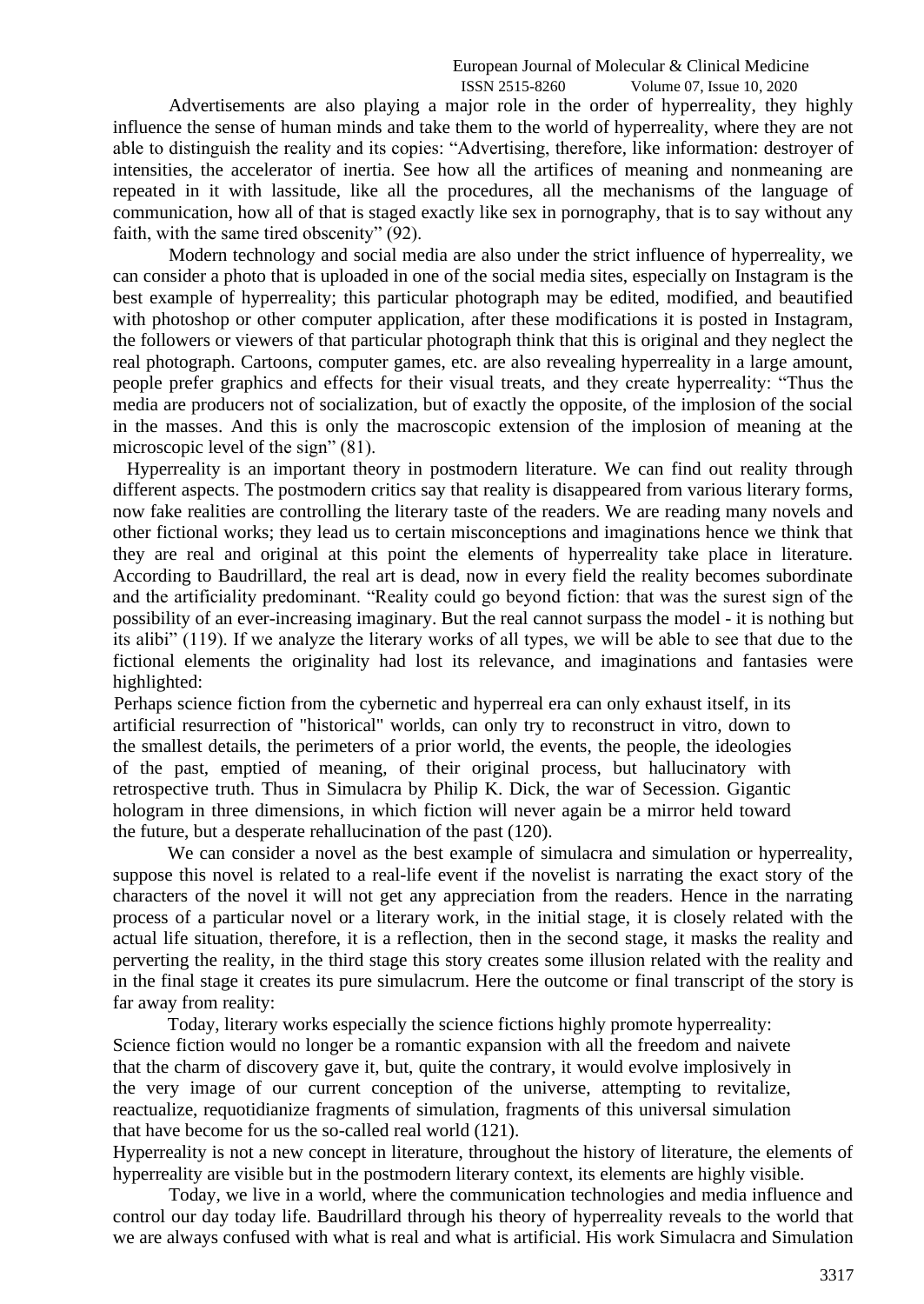Advertisements are also playing a major role in the order of hyperreality, they highly influence the sense of human minds and take them to the world of hyperreality, where they are not able to distinguish the reality and its copies: "Advertising, therefore, like information: destroyer of intensities, the accelerator of inertia. See how all the artifices of meaning and nonmeaning are repeated in it with lassitude, like all the procedures, all the mechanisms of the language of communication, how all of that is staged exactly like sex in pornography, that is to say without any faith, with the same tired obscenity" (92).

Modern technology and social media are also under the strict influence of hyperreality, we can consider a photo that is uploaded in one of the social media sites, especially on Instagram is the best example of hyperreality; this particular photograph may be edited, modified, and beautified with photoshop or other computer application, after these modifications it is posted in Instagram, the followers or viewers of that particular photograph think that this is original and they neglect the real photograph. Cartoons, computer games, etc. are also revealing hyperreality in a large amount, people prefer graphics and effects for their visual treats, and they create hyperreality: "Thus the media are producers not of socialization, but of exactly the opposite, of the implosion of the social in the masses. And this is only the macroscopic extension of the implosion of meaning at the microscopic level of the sign" (81).

Hyperreality is an important theory in postmodern literature. We can find out reality through different aspects. The postmodern critics say that reality is disappeared from various literary forms, now fake realities are controlling the literary taste of the readers. We are reading many novels and other fictional works; they lead us to certain misconceptions and imaginations hence we think that they are real and original at this point the elements of hyperreality take place in literature. According to Baudrillard, the real art is dead, now in every field the reality becomes subordinate and the artificiality predominant. "Reality could go beyond fiction: that was the surest sign of the possibility of an ever-increasing imaginary. But the real cannot surpass the model - it is nothing but its alibi" (119). If we analyze the literary works of all types, we will be able to see that due to the fictional elements the originality had lost its relevance, and imaginations and fantasies were highlighted:

> Perhaps science fiction from the cybernetic and hyperreal era can only exhaust itself, in its artificial resurrection of "historical" worlds, can only try to reconstruct in vitro, down to the smallest details, the perimeters of a prior world, the events, the people, the ideologies of the past, emptied of meaning, of their original process, but hallucinatory with retrospective truth. Thus in Simulacra by Philip K. Dick, the war of Secession. Gigantic hologram in three dimensions, in which fiction will never again be a mirror held toward the future, but a desperate rehallucination of the past (120).

We can consider a novel as the best example of simulacra and simulation or hyperreality, suppose this novel is related to a real-life event if the novelist is narrating the exact story of the characters of the novel it will not get any appreciation from the readers. Hence in the narrating process of a particular novel or a literary work, in the initial stage, it is closely related with the actual life situation, therefore, it is a reflection, then in the second stage, it masks the reality and perverting the reality, in the third stage this story creates some illusion related with the reality and in the final stage it creates its pure simulacrum. Here the outcome or final transcript of the story is far away from reality:

Today, literary works especially the science fictions highly promote hyperreality:

> Science fiction would no longer be a romantic expansion with all the freedom and naivete that the charm of discovery gave it, but, quite the contrary, it would evolve implosively in the very image of our current conception of the universe, attempting to revitalize, reactualize, requotidianize fragments of simulation, fragments of this universal simulation that have become for us the so-called real world (121).

Hyperreality is not a new concept in literature, throughout the history of literature, the elements of hyperreality are visible but in the postmodern literary context, its elements are highly visible.

Today, we live in a world, where the communication technologies and media influence and control our day today life. Baudrillard through his theory of hyperreality reveals to the world that we are always confused with what is real and what is artificial. His work Simulacra and Simulation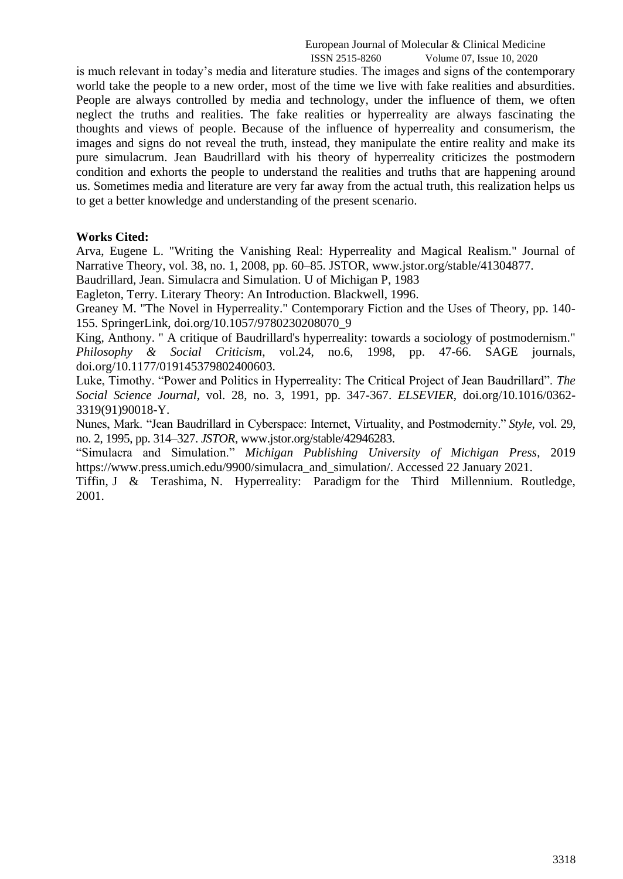is much relevant in today's media and literature studies. The images and signs of the contemporary world take the people to a new order, most of the time we live with fake realities and absurdities. People are always controlled by media and technology, under the influence of them, we often neglect the truths and realities. The fake realities or hyperreality are always fascinating the thoughts and views of people. Because of the influence of hyperreality and consumerism, the images and signs do not reveal the truth, instead, they manipulate the entire reality and make its pure simulacrum. Jean Baudrillard with his theory of hyperreality criticizes the postmodern condition and exhorts the people to understand the realities and truths that are happening around us. Sometimes media and literature are very far away from the actual truth, this realization helps us to get a better knowledge and understanding of the present scenario.

**Works Cited:**

Arva, Eugene L. "Writing the Vanishing Real: Hyperreality and Magical Realism." Journal of Narrative Theory, vol. 38, no. 1, 2008, pp. 60–85. JSTOR, www.jstor.org/stable/41304877.

Baudrillard, Jean. Simulacra and Simulation. U of Michigan P, 1983

Eagleton, Terry. Literary Theory: An Introduction. Blackwell, 1996.

Greaney M. "The Novel in Hyperreality." Contemporary Fiction and the Uses of Theory, pp. 140-155. SpringerLink, doi.org/10.1057/9780230208070_9

King, Anthony. " A critique of Baudrillard's hyperreality: towards a sociology of postmodernism." *Philosophy & Social Criticism*, vol.24, no.6, 1998, pp. 47-66. SAGE journals, doi.org/10.1177/019145379802400603.

Luke, Timothy. "Power and Politics in Hyperreality: The Critical Project of Jean Baudrillard". *The Social Science Journal*, vol. 28, no. 3, 1991, pp. 347-367. *ELSEVIER*, doi.org/10.1016/0362-3319(91)90018-Y.

Nunes, Mark. "Jean Baudrillard in Cyberspace: Internet, Virtuality, and Postmodernity." *Style*, vol. 29, no. 2, 1995, pp. 314–327. *JSTOR*, www.jstor.org/stable/42946283.

"Simulacra and Simulation." *Michigan Publishing University of Michigan Press*, 2019 https://www.press.umich.edu/9900/simulacra_and_simulation/. Accessed 22 January 2021.

Tiffin, J & Terashima, N. Hyperreality: Paradigm for the Third Millennium. Routledge, 2001.